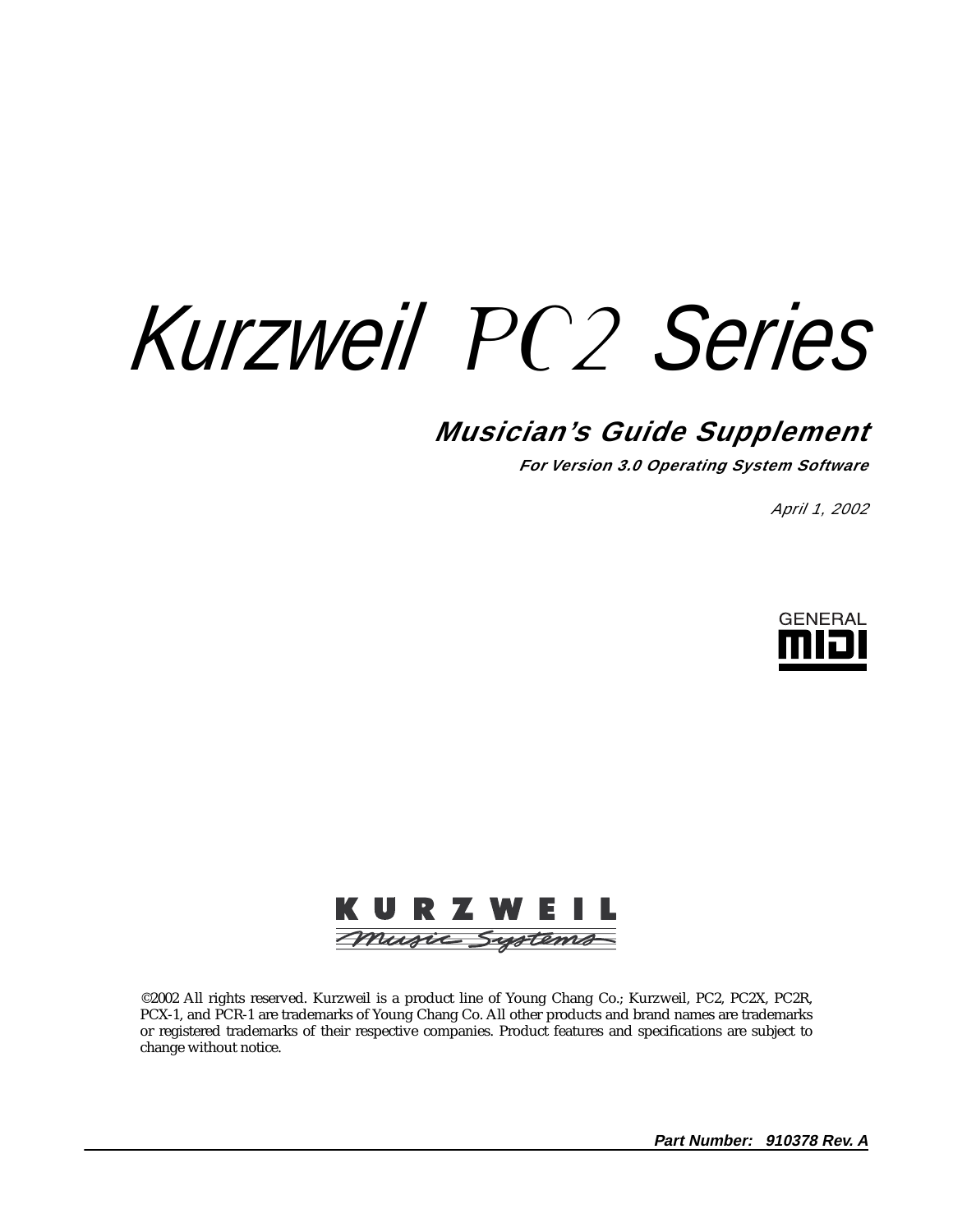# Kurzweil PC2 Series

## *Musician's Guide Supplement*

***For Version 3.0 Operating System Software***

*April 1, 2002*

GENERAL MIDI

KURZWEIL Music Systems

©2002 All rights reserved. Kurzweil is a product line of Young Chang Co.; Kurzweil, PC2, PC2X, PC2R, PCX-1, and PCR-1 are trademarks of Young Chang Co. All other products and brand names are trademarks or registered trademarks of their respective companies. Product features and specifications are subject to change without notice.

***Part Number: 910378 Rev. A***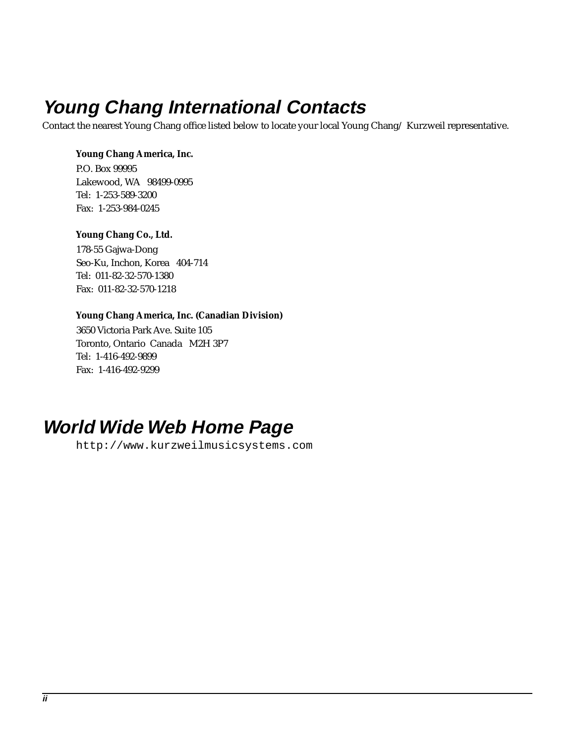## Young Chang International Contacts

Contact the nearest Young Chang office listed below to locate your local Young Chang/ Kurzweil representative.

**Young Chang America, Inc.**
P.O. Box 99995
Lakewood, WA 98499-0995
Tel: 1-253-589-3200
Fax: 1-253-984-0245

**Young Chang Co., Ltd.**
178-55 Gajwa-Dong
Seo-Ku, Inchon, Korea 404-714
Tel: 011-82-32-570-1380
Fax: 011-82-32-570-1218

**Young Chang America, Inc. (Canadian Division)**
3650 Victoria Park Ave. Suite 105
Toronto, Ontario Canada M2H 3P7
Tel: 1-416-492-9899
Fax: 1-416-492-9299

## World Wide Web Home Page

`http://www.kurzweilmusicsystems.com`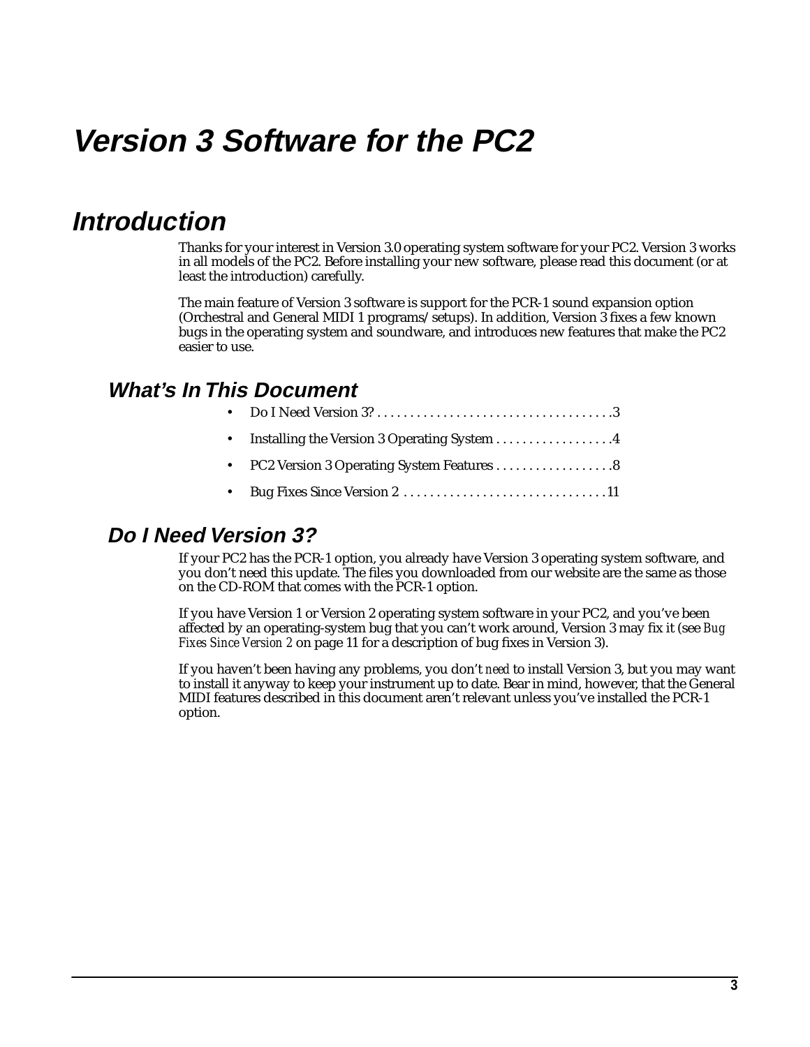# Version 3 Software for the PC2

## Introduction

Thanks for your interest in Version 3.0 operating system software for your PC2. Version 3 works in all models of the PC2. Before installing your new software, please read this document (or at least the introduction) carefully.

The main feature of Version 3 software is support for the PCR-1 sound expansion option (Orchestral and General MIDI 1 programs/setups). In addition, Version 3 fixes a few known bugs in the operating system and soundware, and introduces new features that make the PC2 easier to use.

### What's In This Document

- Do I Need Version 3? . . . . . . . . . . . . . . . . . . . . . . . . . . . . . . . . . . .3
- Installing the Version 3 Operating System . . . . . . . . . . . . . . . . . .4
- PC2 Version 3 Operating System Features . . . . . . . . . . . . . . . . . .8
- Bug Fixes Since Version 2 . . . . . . . . . . . . . . . . . . . . . . . . . . . . . . .11

### Do I Need Version 3?

If your PC2 has the PCR-1 option, you already have Version 3 operating system software, and you don't need this update. The files you downloaded from our website are the same as those on the CD-ROM that comes with the PCR-1 option.

If you have Version 1 or Version 2 operating system software in your PC2, and you've been affected by an operating-system bug that you can't work around, Version 3 may fix it (see *Bug Fixes Since Version 2* on page 11 for a description of bug fixes in Version 3).

If you haven't been having any problems, you don't *need* to install Version 3, but you may want to install it anyway to keep your instrument up to date. Bear in mind, however, that the General MIDI features described in this document aren't relevant unless you've installed the PCR-1 option.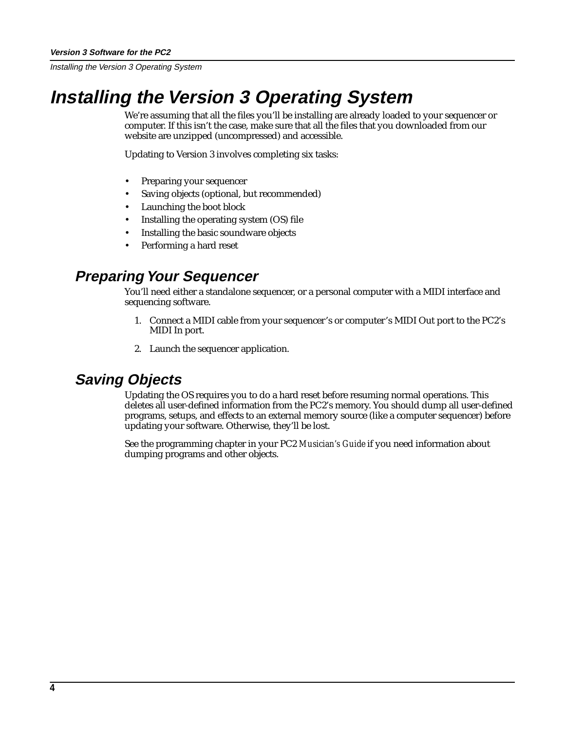# Installing the Version 3 Operating System

We're assuming that all the files you'll be installing are already loaded to your sequencer or computer. If this isn't the case, make sure that all the files that you downloaded from our website are unzipped (uncompressed) and accessible.

Updating to Version 3 involves completing six tasks:

- Preparing your sequencer
- Saving objects (optional, but recommended)
- Launching the boot block
- Installing the operating system (OS) file
- Installing the basic soundware objects
- Performing a hard reset

## Preparing Your Sequencer

You'll need either a standalone sequencer, or a personal computer with a MIDI interface and sequencing software.

1. Connect a MIDI cable from your sequencer's or computer's MIDI Out port to the PC2's MIDI In port.
2. Launch the sequencer application.

## Saving Objects

Updating the OS requires you to do a hard reset before resuming normal operations. This deletes all user-defined information from the PC2's memory. You should dump all user-defined programs, setups, and effects to an external memory source (like a computer sequencer) before updating your software. Otherwise, they'll be lost.

See the programming chapter in your PC2 *Musician's Guide* if you need information about dumping programs and other objects.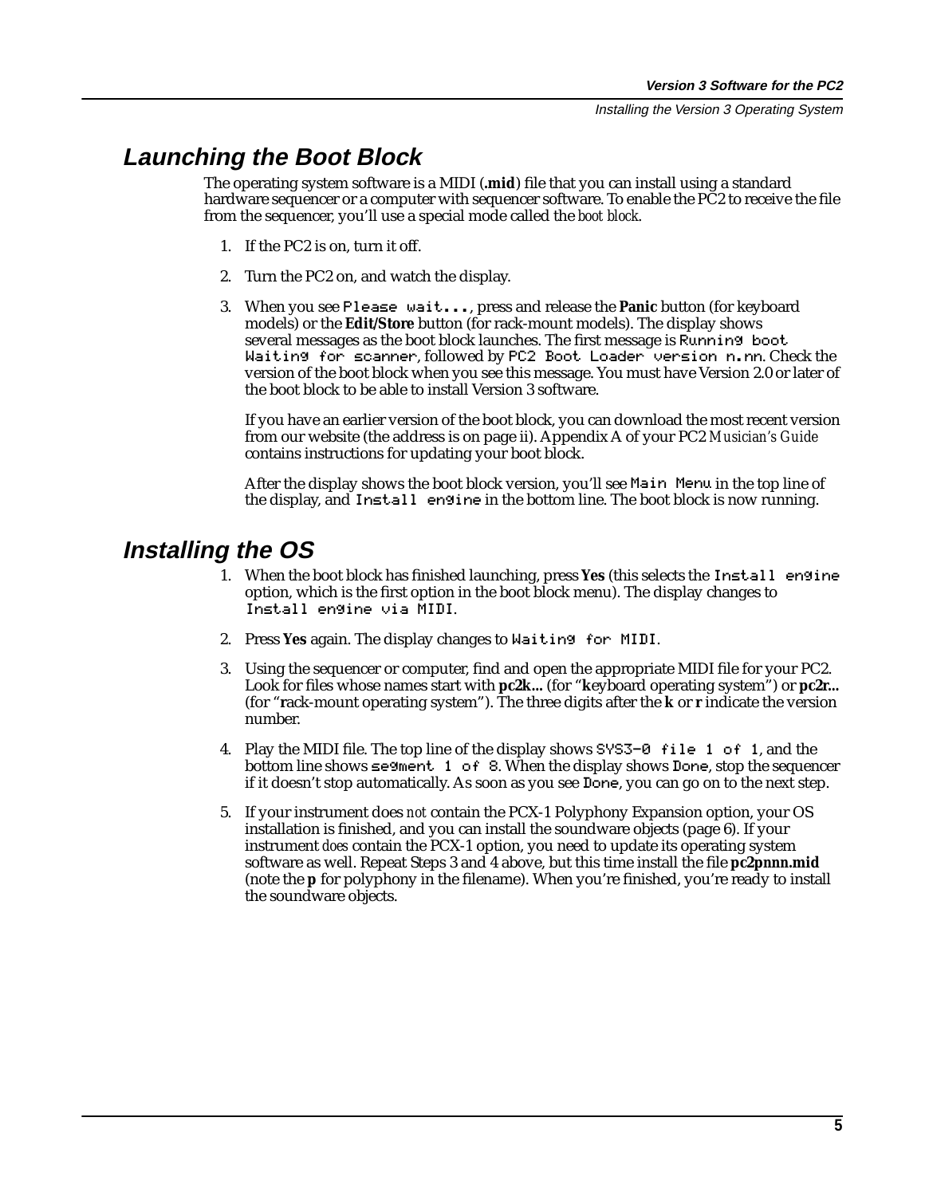## Launching the Boot Block

The operating system software is a MIDI (**.mid**) file that you can install using a standard hardware sequencer or a computer with sequencer software. To enable the PC2 to receive the file from the sequencer, you'll use a special mode called the *boot block*.

1. If the PC2 is on, turn it off.
2. Turn the PC2 on, and watch the display.
3. When you see `Please wait...`, press and release the **Panic** button (for keyboard models) or the **Edit/Store** button (for rack-mount models). The display shows several messages as the boot block launches. The first message is `Running boot Waiting for scanner`, followed by `PC2 Boot Loader version n.nn`. Check the version of the boot block when you see this message. You must have Version 2.0 or later of the boot block to be able to install Version 3 software.

   If you have an earlier version of the boot block, you can download the most recent version from our website (the address is on page ii). Appendix A of your PC2 *Musician's Guide* contains instructions for updating your boot block.

   After the display shows the boot block version, you'll see `Main Menu` in the top line of the display, and `Install engine` in the bottom line. The boot block is now running.

## Installing the OS

1. When the boot block has finished launching, press **Yes** (this selects the `Install engine` option, which is the first option in the boot block menu). The display changes to `Install engine via MIDI`.
2. Press **Yes** again. The display changes to `Waiting for MIDI`.
3. Using the sequencer or computer, find and open the appropriate MIDI file for your PC2. Look for files whose names start with **pc2k...** (for "**k**eyboard operating system") or **pc2r...** (for "**r**ack-mount operating system"). The three digits after the **k** or **r** indicate the version number.
4. Play the MIDI file. The top line of the display shows `SYS3-0 file 1 of 1`, and the bottom line shows `segment 1 of 8`. When the display shows `Done`, stop the sequencer if it doesn't stop automatically. As soon as you see `Done`, you can go on to the next step.
5. If your instrument does *not* contain the PCX-1 Polyphony Expansion option, your OS installation is finished, and you can install the soundware objects (page 6). If your instrument *does* contain the PCX-1 option, you need to update its operating system software as well. Repeat Steps 3 and 4 above, but this time install the file **pc2pnnn.mid** (note the **p** for polyphony in the filename). When you're finished, you're ready to install the soundware objects.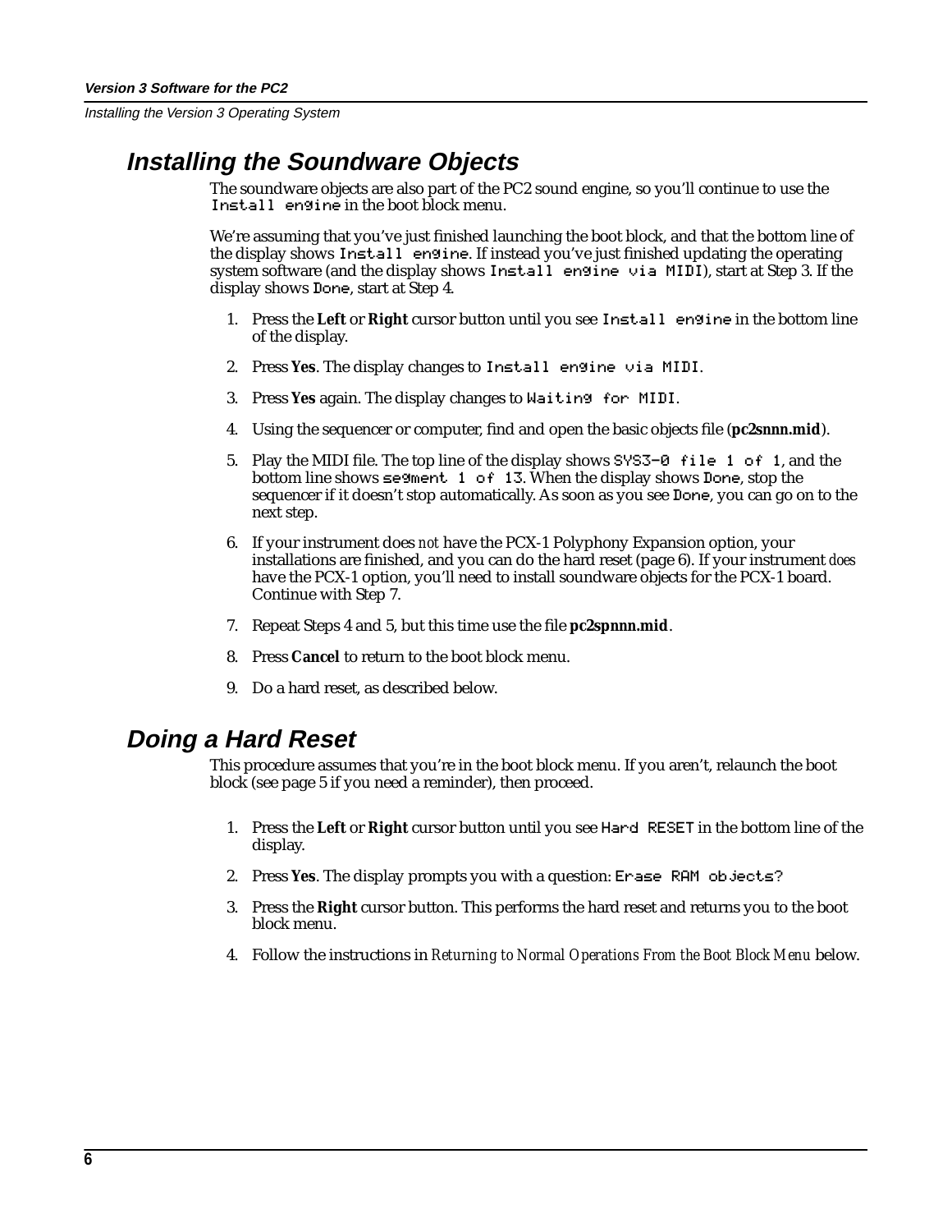## Installing the Soundware Objects

The soundware objects are also part of the PC2 sound engine, so you'll continue to use the `Install engine` in the boot block menu.

We're assuming that you've just finished launching the boot block, and that the bottom line of the display shows `Install engine`. If instead you've just finished updating the operating system software (and the display shows `Install engine via MIDI`), start at Step 3. If the display shows `Done`, start at Step 4.

1. Press the **Left** or **Right** cursor button until you see `Install engine` in the bottom line of the display.
2. Press **Yes**. The display changes to `Install engine via MIDI`.
3. Press **Yes** again. The display changes to `Waiting for MIDI`.
4. Using the sequencer or computer, find and open the basic objects file (**pc2snnn.mid**).
5. Play the MIDI file. The top line of the display shows `SYS3-0 file 1 of 1`, and the bottom line shows `segment 1 of 13`. When the display shows `Done`, stop the sequencer if it doesn't stop automatically. As soon as you see `Done`, you can go on to the next step.
6. If your instrument does *not* have the PCX-1 Polyphony Expansion option, your installations are finished, and you can do the hard reset (page 6). If your instrument *does* have the PCX-1 option, you'll need to install soundware objects for the PCX-1 board. Continue with Step 7.
7. Repeat Steps 4 and 5, but this time use the file **pc2spnnn.mid**.
8. Press **Cancel** to return to the boot block menu.
9. Do a hard reset, as described below.

## Doing a Hard Reset

This procedure assumes that you're in the boot block menu. If you aren't, relaunch the boot block (see page 5 if you need a reminder), then proceed.

1. Press the **Left** or **Right** cursor button until you see `Hard RESET` in the bottom line of the display.
2. Press **Yes**. The display prompts you with a question: `Erase RAM objects?`
3. Press the **Right** cursor button. This performs the hard reset and returns you to the boot block menu.
4. Follow the instructions in *Returning to Normal Operations From the Boot Block Menu* below.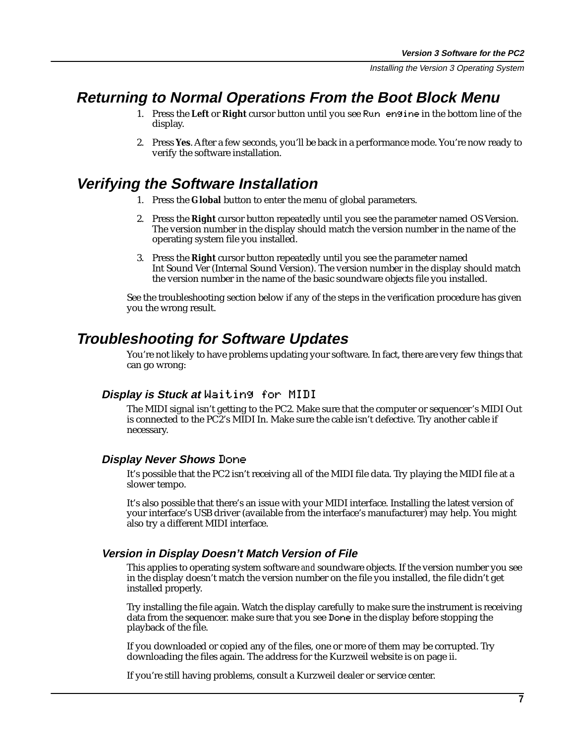## Returning to Normal Operations From the Boot Block Menu

1. Press the **Left** or **Right** cursor button until you see `Run engine` in the bottom line of the display.
2. Press **Yes**. After a few seconds, you'll be back in a performance mode. You're now ready to verify the software installation.

## Verifying the Software Installation

1. Press the **Global** button to enter the menu of global parameters.
2. Press the **Right** cursor button repeatedly until you see the parameter named OS Version. The version number in the display should match the version number in the name of the operating system file you installed.
3. Press the **Right** cursor button repeatedly until you see the parameter named Int Sound Ver (Internal Sound Version). The version number in the display should match the version number in the name of the basic soundware objects file you installed.

See the troubleshooting section below if any of the steps in the verification procedure has given you the wrong result.

## Troubleshooting for Software Updates

You're not likely to have problems updating your software. In fact, there are very few things that can go wrong:

### Display is Stuck at `Waiting for MIDI`

The MIDI signal isn't getting to the PC2. Make sure that the computer or sequencer's MIDI Out is connected to the PC2's MIDI In. Make sure the cable isn't defective. Try another cable if necessary.

### Display Never Shows `Done`

It's possible that the PC2 isn't receiving all of the MIDI file data. Try playing the MIDI file at a slower tempo.

It's also possible that there's an issue with your MIDI interface. Installing the latest version of your interface's USB driver (available from the interface's manufacturer) may help. You might also try a different MIDI interface.

### Version in Display Doesn't Match Version of File

This applies to operating system software *and* soundware objects. If the version number you see in the display doesn't match the version number on the file you installed, the file didn't get installed properly.

Try installing the file again. Watch the display carefully to make sure the instrument is receiving data from the sequencer. make sure that you see `Done` in the display before stopping the playback of the file.

If you downloaded or copied any of the files, one or more of them may be corrupted. Try downloading the files again. The address for the Kurzweil website is on page ii.

If you're still having problems, consult a Kurzweil dealer or service center.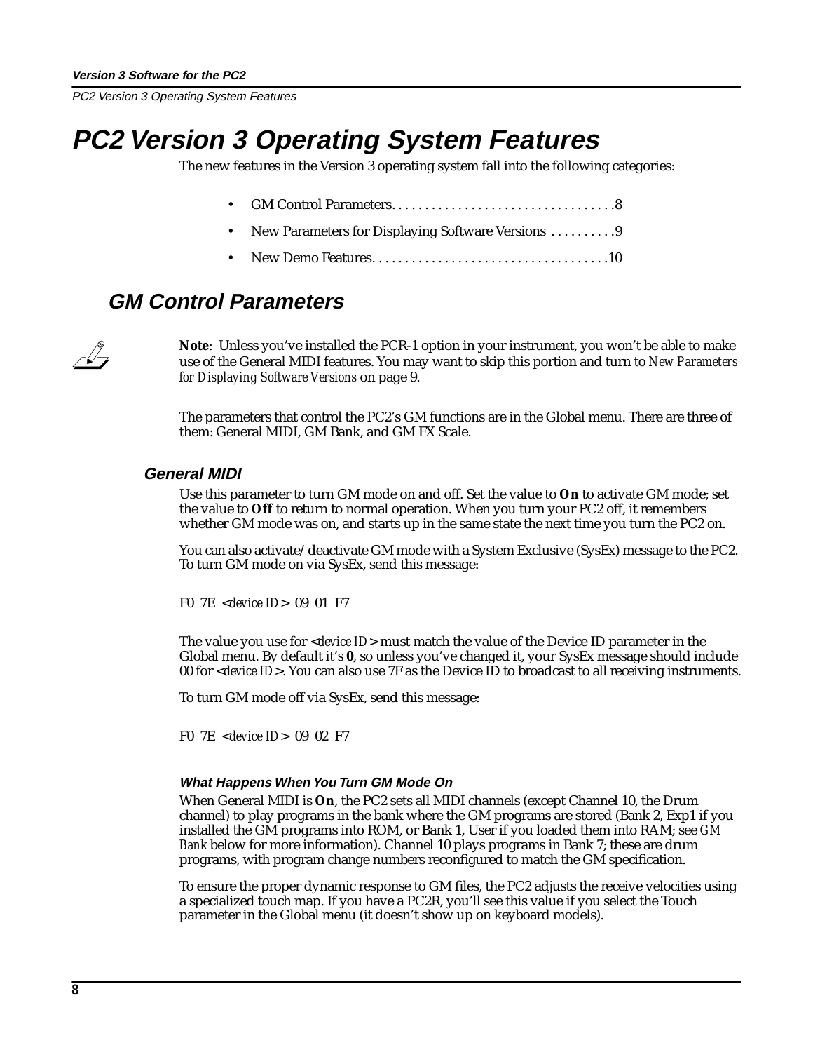# PC2 Version 3 Operating System Features

The new features in the Version 3 operating system fall into the following categories:

- GM Control Parameters. . . . . . . . . . . . . . . . . . . . . . . . . . . . . . . . .8
- New Parameters for Displaying Software Versions . . . . . . . . . .9
- New Demo Features. . . . . . . . . . . . . . . . . . . . . . . . . . . . . . . . . . .10

## GM Control Parameters

**Note**: Unless you've installed the PCR-1 option in your instrument, you won't be able to make use of the General MIDI features. You may want to skip this portion and turn to *New Parameters for Displaying Software Versions* on page 9.

The parameters that control the PC2's GM functions are in the Global menu. There are three of them: General MIDI, GM Bank, and GM FX Scale.

### General MIDI

Use this parameter to turn GM mode on and off. Set the value to **On** to activate GM mode; set the value to **Off** to return to normal operation. When you turn your PC2 off, it remembers whether GM mode was on, and starts up in the same state the next time you turn the PC2 on.

You can also activate/deactivate GM mode with a System Exclusive (SysEx) message to the PC2. To turn GM mode on via SysEx, send this message:

F0 7E <*device ID*> 09 01 F7

The value you use for <*device ID*> must match the value of the Device ID parameter in the Global menu. By default it's **0**, so unless you've changed it, your SysEx message should include 00 for <*device ID*>. You can also use 7F as the Device ID to broadcast to all receiving instruments.

To turn GM mode off via SysEx, send this message:

F0 7E <*device ID*> 09 02 F7

#### What Happens When You Turn GM Mode On

When General MIDI is **On**, the PC2 sets all MIDI channels (except Channel 10, the Drum channel) to play programs in the bank where the GM programs are stored (Bank 2, Exp1 if you installed the GM programs into ROM, or Bank 1, User if you loaded them into RAM; see *GM Bank* below for more information). Channel 10 plays programs in Bank 7; these are drum programs, with program change numbers reconfigured to match the GM specification.

To ensure the proper dynamic response to GM files, the PC2 adjusts the receive velocities using a specialized touch map. If you have a PC2R, you'll see this value if you select the Touch parameter in the Global menu (it doesn't show up on keyboard models).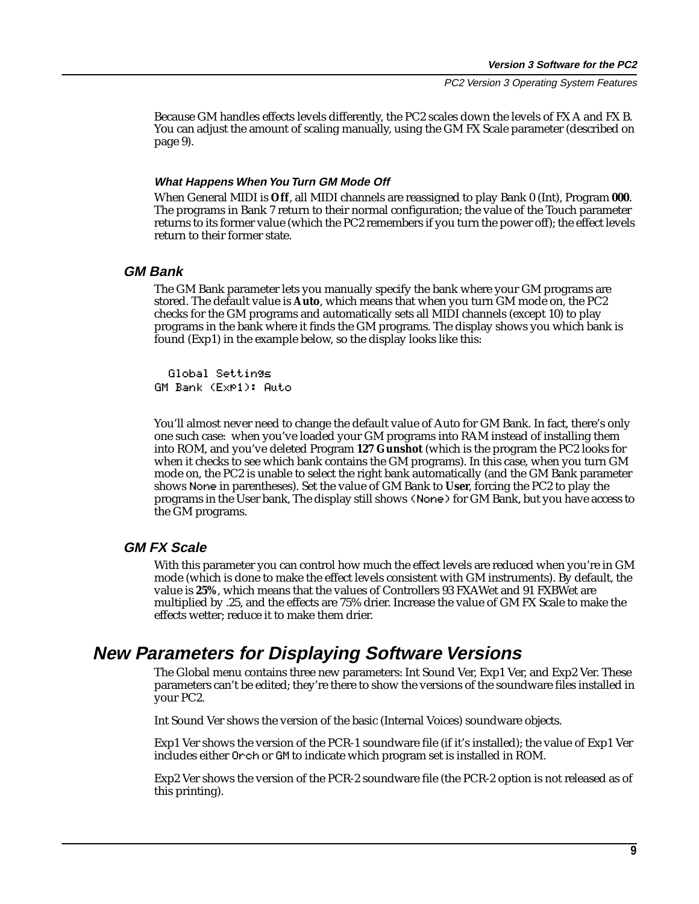Because GM handles effects levels differently, the PC2 scales down the levels of FX A and FX B. You can adjust the amount of scaling manually, using the GM FX Scale parameter (described on page 9).

#### What Happens When You Turn GM Mode Off

When General MIDI is **Off**, all MIDI channels are reassigned to play Bank 0 (Int), Program **000**. The programs in Bank 7 return to their normal configuration; the value of the Touch parameter returns to its former value (which the PC2 remembers if you turn the power off); the effect levels return to their former state.

### GM Bank

The GM Bank parameter lets you manually specify the bank where your GM programs are stored. The default value is **Auto**, which means that when you turn GM mode on, the PC2 checks for the GM programs and automatically sets all MIDI channels (except 10) to play programs in the bank where it finds the GM programs. The display shows you which bank is found (Exp1) in the example below, so the display looks like this:

```
  Global Settings
GM Bank (Exp1): Auto
```

You'll almost never need to change the default value of Auto for GM Bank. In fact, there's only one such case: when you've loaded your GM programs into RAM instead of installing them into ROM, and you've deleted Program **127 Gunshot** (which is the program the PC2 looks for when it checks to see which bank contains the GM programs). In this case, when you turn GM mode on, the PC2 is unable to select the right bank automatically (and the GM Bank parameter shows None in parentheses). Set the value of GM Bank to **User**, forcing the PC2 to play the programs in the User bank, The display still shows (None) for GM Bank, but you have access to the GM programs.

### GM FX Scale

With this parameter you can control how much the effect levels are reduced when you're in GM mode (which is done to make the effect levels consistent with GM instruments). By default, the value is **25%**, which means that the values of Controllers 93 FXAWet and 91 FXBWet are multiplied by .25, and the effects are 75% drier. Increase the value of GM FX Scale to make the effects wetter; reduce it to make them drier.

## New Parameters for Displaying Software Versions

The Global menu contains three new parameters: Int Sound Ver, Exp1 Ver, and Exp2 Ver. These parameters can't be edited; they're there to show the versions of the soundware files installed in your PC2.

Int Sound Ver shows the version of the basic (Internal Voices) soundware objects.

Exp1 Ver shows the version of the PCR-1 soundware file (if it's installed); the value of Exp1 Ver includes either Orch or GM to indicate which program set is installed in ROM.

Exp2 Ver shows the version of the PCR-2 soundware file (the PCR-2 option is not released as of this printing).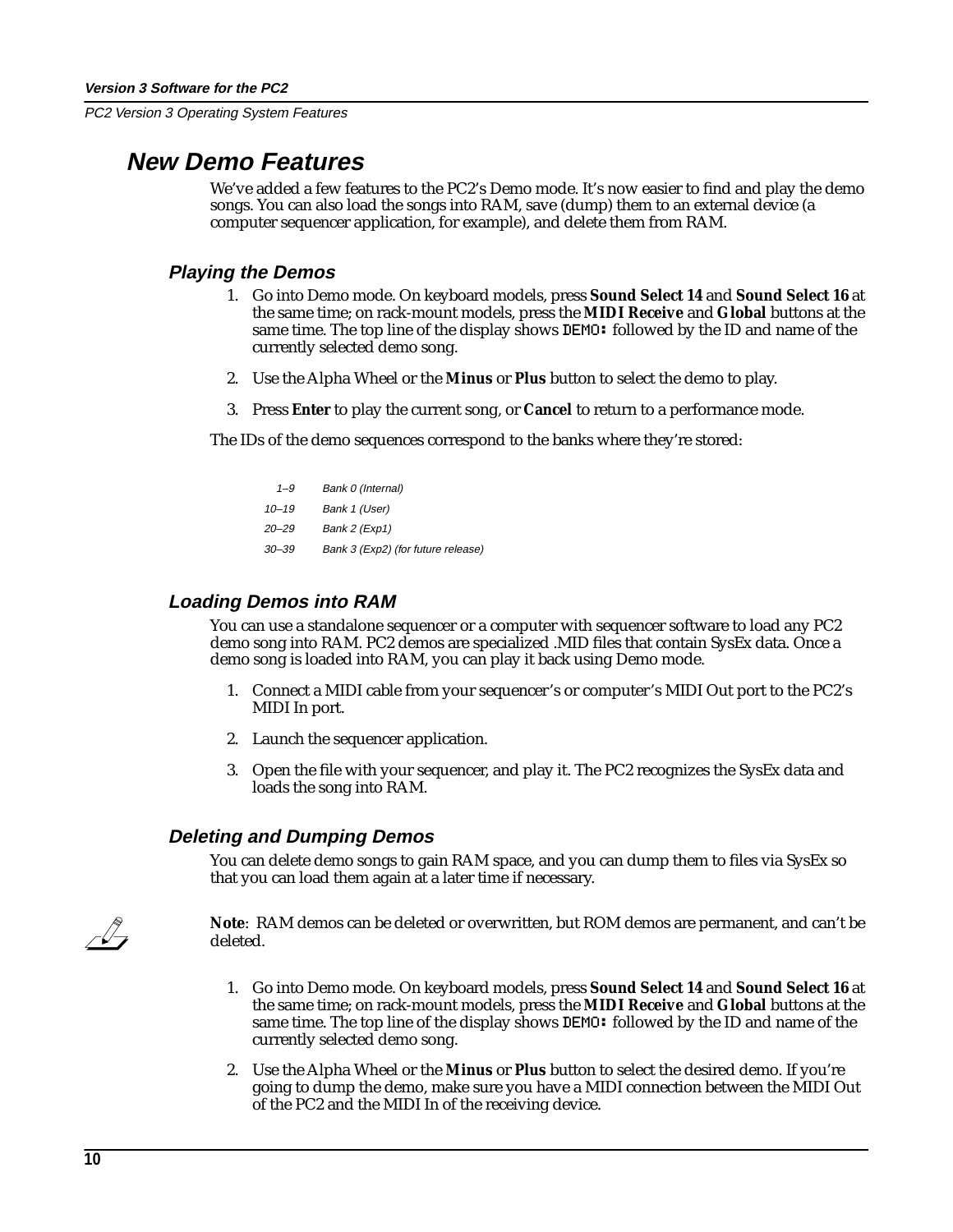## New Demo Features

We've added a few features to the PC2's Demo mode. It's now easier to find and play the demo songs. You can also load the songs into RAM, save (dump) them to an external device (a computer sequencer application, for example), and delete them from RAM.

### Playing the Demos

1. Go into Demo mode. On keyboard models, press **Sound Select 14** and **Sound Select 16** at the same time; on rack-mount models, press the **MIDI Receive** and **Global** buttons at the same time. The top line of the display shows `DEMO:` followed by the ID and name of the currently selected demo song.

2. Use the Alpha Wheel or the **Minus** or **Plus** button to select the demo to play.

3. Press **Enter** to play the current song, or **Cancel** to return to a performance mode.

The IDs of the demo sequences correspond to the banks where they're stored:

| | |
|---|---|
| *1–9* | *Bank 0 (Internal)* |
| *10–19* | *Bank 1 (User)* |
| *20–29* | *Bank 2 (Exp1)* |
| *30–39* | *Bank 3 (Exp2) (for future release)* |

### Loading Demos into RAM

You can use a standalone sequencer or a computer with sequencer software to load any PC2 demo song into RAM. PC2 demos are specialized .MID files that contain SysEx data. Once a demo song is loaded into RAM, you can play it back using Demo mode.

1. Connect a MIDI cable from your sequencer's or computer's MIDI Out port to the PC2's MIDI In port.

2. Launch the sequencer application.

3. Open the file with your sequencer, and play it. The PC2 recognizes the SysEx data and loads the song into RAM.

### Deleting and Dumping Demos

You can delete demo songs to gain RAM space, and you can dump them to files via SysEx so that you can load them again at a later time if necessary.

**Note**: RAM demos can be deleted or overwritten, but ROM demos are permanent, and can't be deleted.

1. Go into Demo mode. On keyboard models, press **Sound Select 14** and **Sound Select 16** at the same time; on rack-mount models, press the **MIDI Receive** and **Global** buttons at the same time. The top line of the display shows `DEMO:` followed by the ID and name of the currently selected demo song.

2. Use the Alpha Wheel or the **Minus** or **Plus** button to select the desired demo. If you're going to dump the demo, make sure you have a MIDI connection between the MIDI Out of the PC2 and the MIDI In of the receiving device.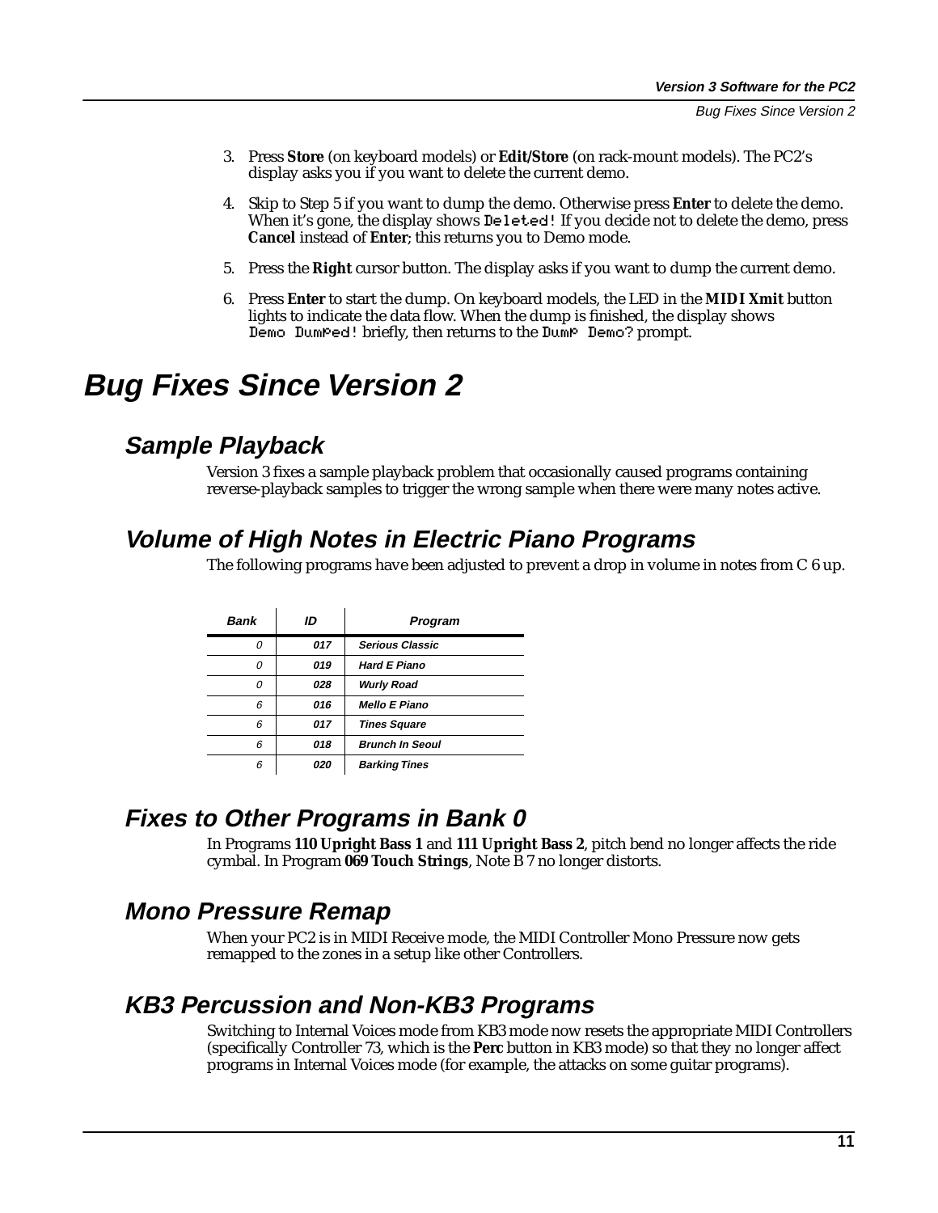3. Press **Store** (on keyboard models) or **Edit/Store** (on rack-mount models). The PC2's display asks you if you want to delete the current demo.

4. Skip to Step 5 if you want to dump the demo. Otherwise press **Enter** to delete the demo. When it's gone, the display shows `Deleted!` If you decide not to delete the demo, press **Cancel** instead of **Enter**; this returns you to Demo mode.

5. Press the **Right** cursor button. The display asks if you want to dump the current demo.

6. Press **Enter** to start the dump. On keyboard models, the LED in the **MIDI Xmit** button lights to indicate the data flow. When the dump is finished, the display shows `Demo Dumped!` briefly, then returns to the `Dump Demo?` prompt.

# Bug Fixes Since Version 2

## Sample Playback

Version 3 fixes a sample playback problem that occasionally caused programs containing reverse-playback samples to trigger the wrong sample when there were many notes active.

## Volume of High Notes in Electric Piano Programs

The following programs have been adjusted to prevent a drop in volume in notes from C 6 up.

| Bank | ID | Program |
|---|---|---|
| 0 | 017 | Serious Classic |
| 0 | 019 | Hard E Piano |
| 0 | 028 | Wurly Road |
| 6 | 016 | Mello E Piano |
| 6 | 017 | Tines Square |
| 6 | 018 | Brunch In Seoul |
| 6 | 020 | Barking Tines |

## Fixes to Other Programs in Bank 0

In Programs **110 Upright Bass 1** and **111 Upright Bass 2**, pitch bend no longer affects the ride cymbal. In Program **069 Touch Strings**, Note B 7 no longer distorts.

## Mono Pressure Remap

When your PC2 is in MIDI Receive mode, the MIDI Controller Mono Pressure now gets remapped to the zones in a setup like other Controllers.

## KB3 Percussion and Non-KB3 Programs

Switching to Internal Voices mode from KB3 mode now resets the appropriate MIDI Controllers (specifically Controller 73, which is the **Perc** button in KB3 mode) so that they no longer affect programs in Internal Voices mode (for example, the attacks on some guitar programs).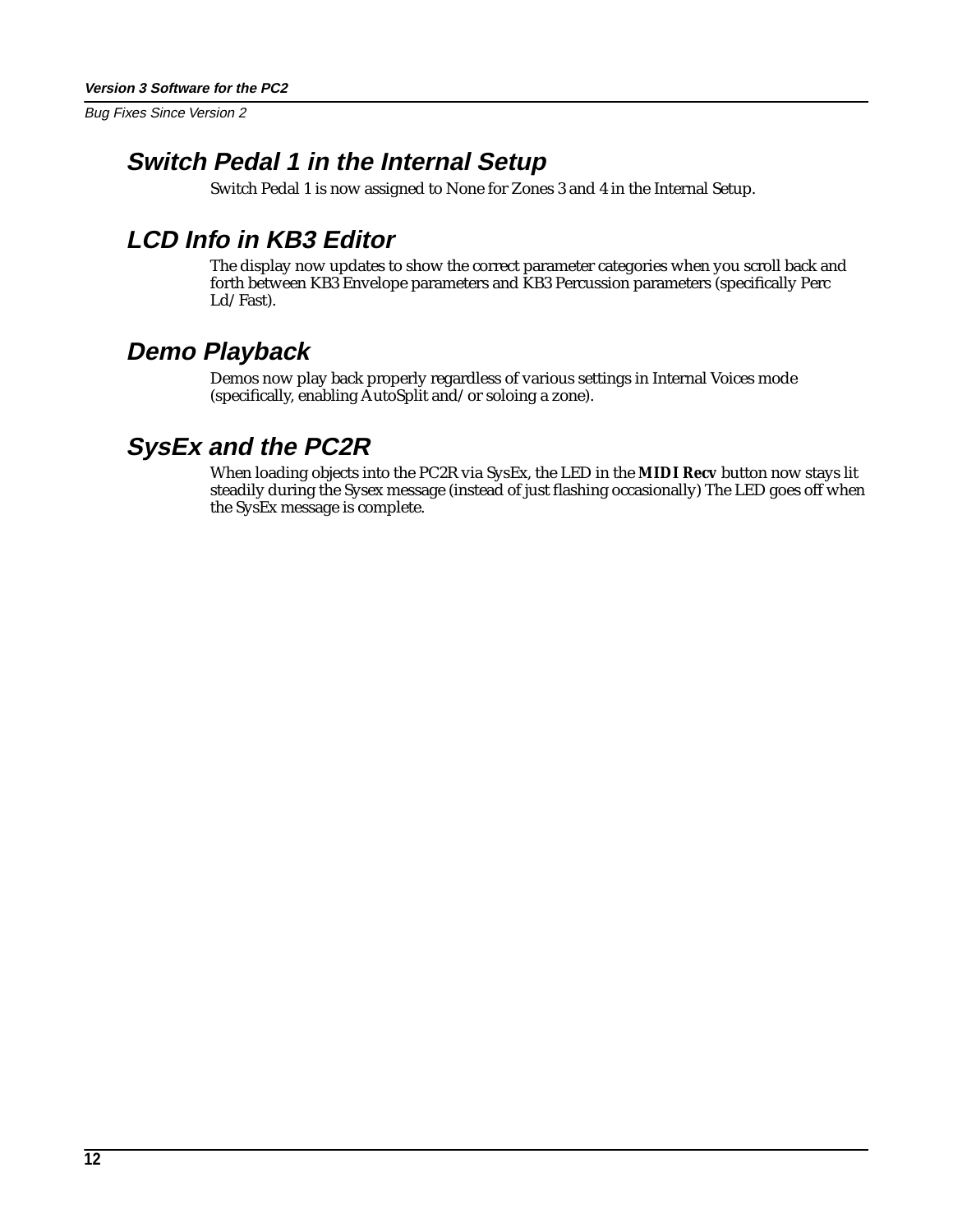## Switch Pedal 1 in the Internal Setup

Switch Pedal 1 is now assigned to None for Zones 3 and 4 in the Internal Setup.

## LCD Info in KB3 Editor

The display now updates to show the correct parameter categories when you scroll back and forth between KB3 Envelope parameters and KB3 Percussion parameters (specifically Perc Ld/Fast).

## Demo Playback

Demos now play back properly regardless of various settings in Internal Voices mode (specifically, enabling AutoSplit and/or soloing a zone).

## SysEx and the PC2R

When loading objects into the PC2R via SysEx, the LED in the **MIDI Recv** button now stays lit steadily during the Sysex message (instead of just flashing occasionally) The LED goes off when the SysEx message is complete.